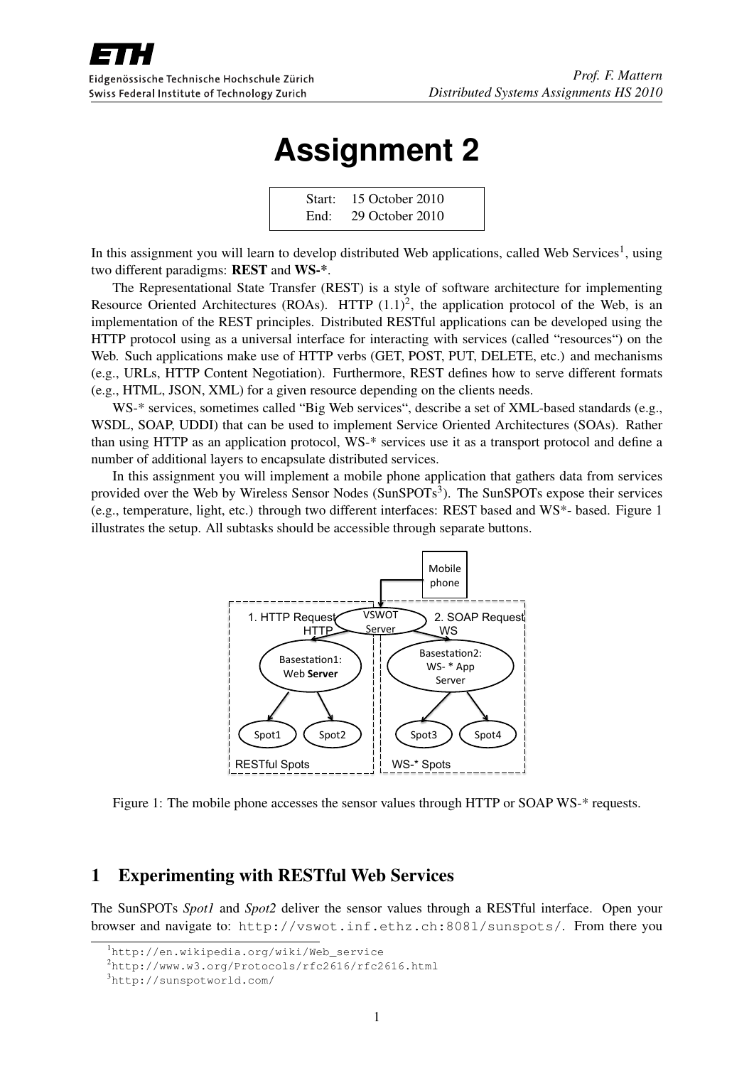# Assignment 2

| Start: | 15 October 2010 |
|---|---|
| End: | 29 October 2010 |

In this assignment you will learn to develop distributed Web applications, called Web Services[1], using two different paradigms: **REST** and **WS-***.

The Representational State Transfer (REST) is a style of software architecture for implementing Resource Oriented Architectures (ROAs). HTTP (1.1)[2], the application protocol of the Web, is an implementation of the REST principles. Distributed RESTful applications can be developed using the HTTP protocol using as a universal interface for interacting with services (called "resources") on the Web. Such applications make use of HTTP verbs (GET, POST, PUT, DELETE, etc.) and mechanisms (e.g., URLs, HTTP Content Negotiation). Furthermore, REST defines how to serve different formats (e.g., HTML, JSON, XML) for a given resource depending on the clients needs.

WS-* services, sometimes called "Big Web services", describe a set of XML-based standards (e.g., WSDL, SOAP, UDDI) that can be used to implement Service Oriented Architectures (SOAs). Rather than using HTTP as an application protocol, WS-* services use it as a transport protocol and define a number of additional layers to encapsulate distributed services.

In this assignment you will implement a mobile phone application that gathers data from services provided over the Web by Wireless Sensor Nodes (SunSPOTs[3]). The SunSPOTs expose their services (e.g., temperature, light, etc.) through two different interfaces: REST based and WS*- based. Figure 1 illustrates the setup. All subtasks should be accessible through separate buttons.

Figure 1: The mobile phone accesses the sensor values through HTTP or SOAP WS-* requests.

## 1 Experimenting with RESTful Web Services

The SunSPOTs *Spot1* and *Spot2* deliver the sensor values through a RESTful interface. Open your browser and navigate to: `http://vswot.inf.ethz.ch:8081/sunspots/`. From there you

---

[1] http://en.wikipedia.org/wiki/Web_service

[2] http://www.w3.org/Protocols/rfc2616/rfc2616.html

[3] http://sunspotworld.com/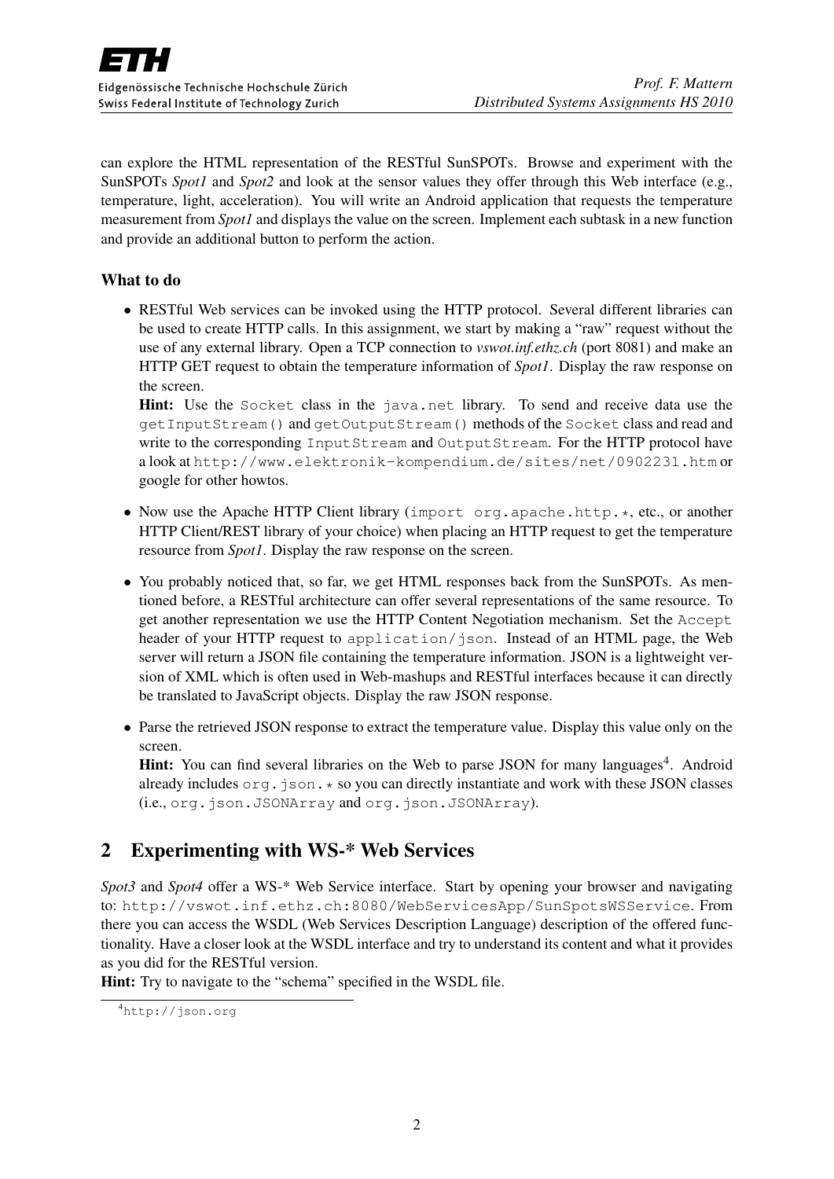can explore the HTML representation of the RESTful SunSPOTs. Browse and experiment with the SunSPOTs *Spot1* and *Spot2* and look at the sensor values they offer through this Web interface (e.g., temperature, light, acceleration). You will write an Android application that requests the temperature measurement from *Spot1* and displays the value on the screen. Implement each subtask in a new function and provide an additional button to perform the action.

### What to do

- RESTful Web services can be invoked using the HTTP protocol. Several different libraries can be used to create HTTP calls. In this assignment, we start by making a "raw" request without the use of any external library. Open a TCP connection to *vswot.inf.ethz.ch* (port 8081) and make an HTTP GET request to obtain the temperature information of *Spot1*. Display the raw response on the screen.
  **Hint:** Use the `Socket` class in the `java.net` library. To send and receive data use the `getInputStream()` and `getOutputStream()` methods of the `Socket` class and read and write to the corresponding `InputStream` and `OutputStream`. For the HTTP protocol have a look at `http://www.elektronik-kompendium.de/sites/net/0902231.htm` or google for other howtos.
- Now use the Apache HTTP Client library (`import org.apache.http.*`, etc., or another HTTP Client/REST library of your choice) when placing an HTTP request to get the temperature resource from *Spot1*. Display the raw response on the screen.
- You probably noticed that, so far, we get HTML responses back from the SunSPOTs. As mentioned before, a RESTful architecture can offer several representations of the same resource. To get another representation we use the HTTP Content Negotiation mechanism. Set the `Accept` header of your HTTP request to `application/json`. Instead of an HTML page, the Web server will return a JSON file containing the temperature information. JSON is a lightweight version of XML which is often used in Web-mashups and RESTful interfaces because it can directly be translated to JavaScript objects. Display the raw JSON response.
- Parse the retrieved JSON response to extract the temperature value. Display this value only on the screen.
  **Hint:** You can find several libraries on the Web to parse JSON for many languages[4]. Android already includes `org.json.*` so you can directly instantiate and work with these JSON classes (i.e., `org.json.JSONArray` and `org.json.JSONArray`).

## 2 Experimenting with WS-* Web Services

*Spot3* and *Spot4* offer a WS-* Web Service interface. Start by opening your browser and navigating to: `http://vswot.inf.ethz.ch:8080/WebServicesApp/SunSpotsWSService`. From there you can access the WSDL (Web Services Description Language) description of the offered functionality. Have a closer look at the WSDL interface and try to understand its content and what it provides as you did for the RESTful version.

**Hint:** Try to navigate to the "schema" specified in the WSDL file.

[4] `http://json.org`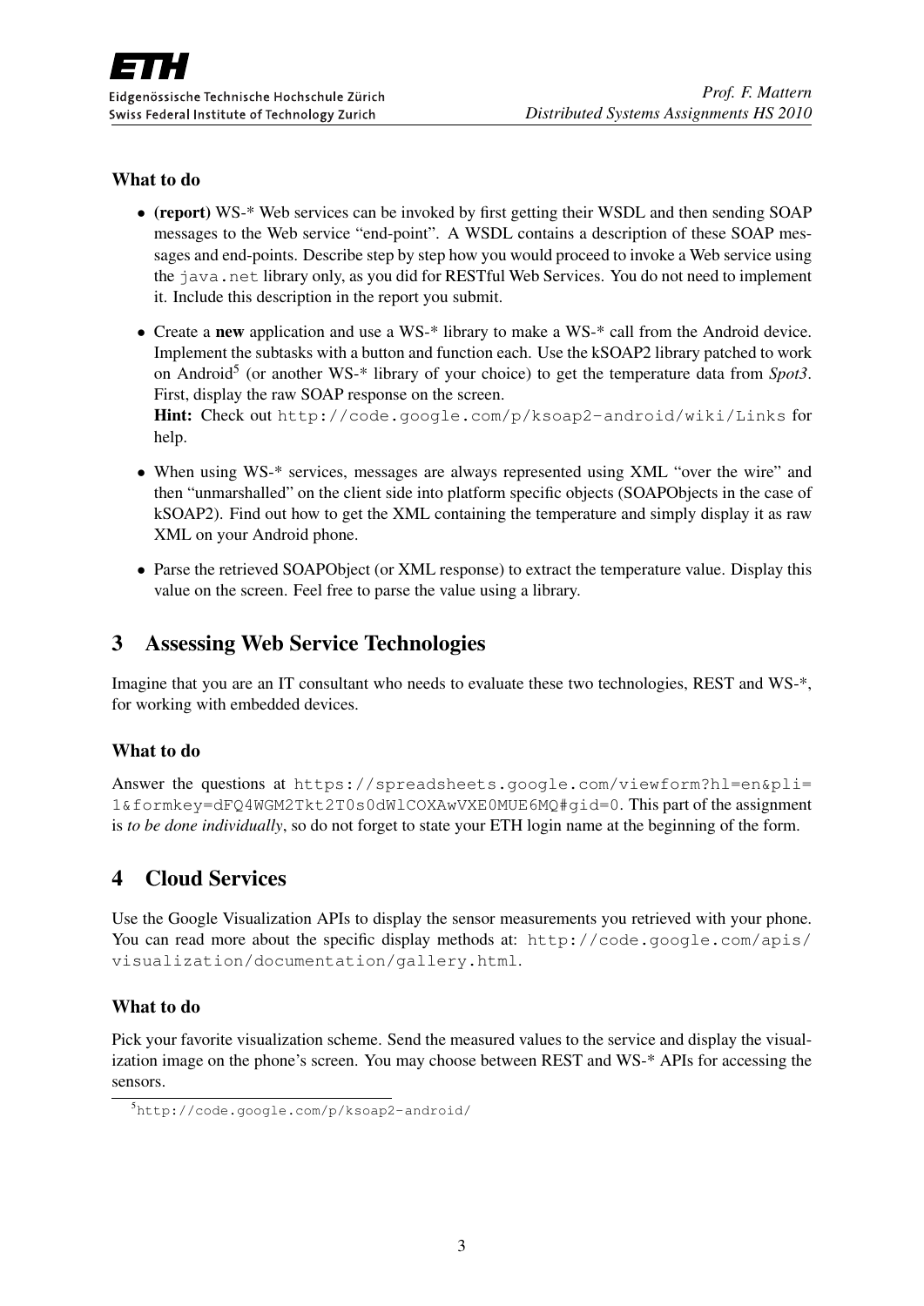### What to do

- **(report)** WS-* Web services can be invoked by first getting their WSDL and then sending SOAP messages to the Web service "end-point". A WSDL contains a description of these SOAP messages and end-points. Describe step by step how you would proceed to invoke a Web service using the `java.net` library only, as you did for RESTful Web Services. You do not need to implement it. Include this description in the report you submit.
- Create a **new** application and use a WS-* library to make a WS-* call from the Android device. Implement the subtasks with a button and function each. Use the kSOAP2 library patched to work on Android[5] (or another WS-* library of your choice) to get the temperature data from *Spot3*. First, display the raw SOAP response on the screen.
  **Hint:** Check out `http://code.google.com/p/ksoap2-android/wiki/Links` for help.
- When using WS-* services, messages are always represented using XML "over the wire" and then "unmarshalled" on the client side into platform specific objects (SOAPObjects in the case of kSOAP2). Find out how to get the XML containing the temperature and simply display it as raw XML on your Android phone.
- Parse the retrieved SOAPObject (or XML response) to extract the temperature value. Display this value on the screen. Feel free to parse the value using a library.

## 3 Assessing Web Service Technologies

Imagine that you are an IT consultant who needs to evaluate these two technologies, REST and WS-*, for working with embedded devices.

### What to do

Answer the questions at `https://spreadsheets.google.com/viewform?hl=en&pli=1&formkey=dFQ4WGM2Tkt2T0s0dWlCOXAwVXE0MUE6MQ#gid=0`. This part of the assignment is *to be done individually*, so do not forget to state your ETH login name at the beginning of the form.

## 4 Cloud Services

Use the Google Visualization APIs to display the sensor measurements you retrieved with your phone. You can read more about the specific display methods at: `http://code.google.com/apis/visualization/documentation/gallery.html`.

### What to do

Pick your favorite visualization scheme. Send the measured values to the service and display the visualization image on the phone's screen. You may choose between REST and WS-* APIs for accessing the sensors.

---

[5] `http://code.google.com/p/ksoap2-android/`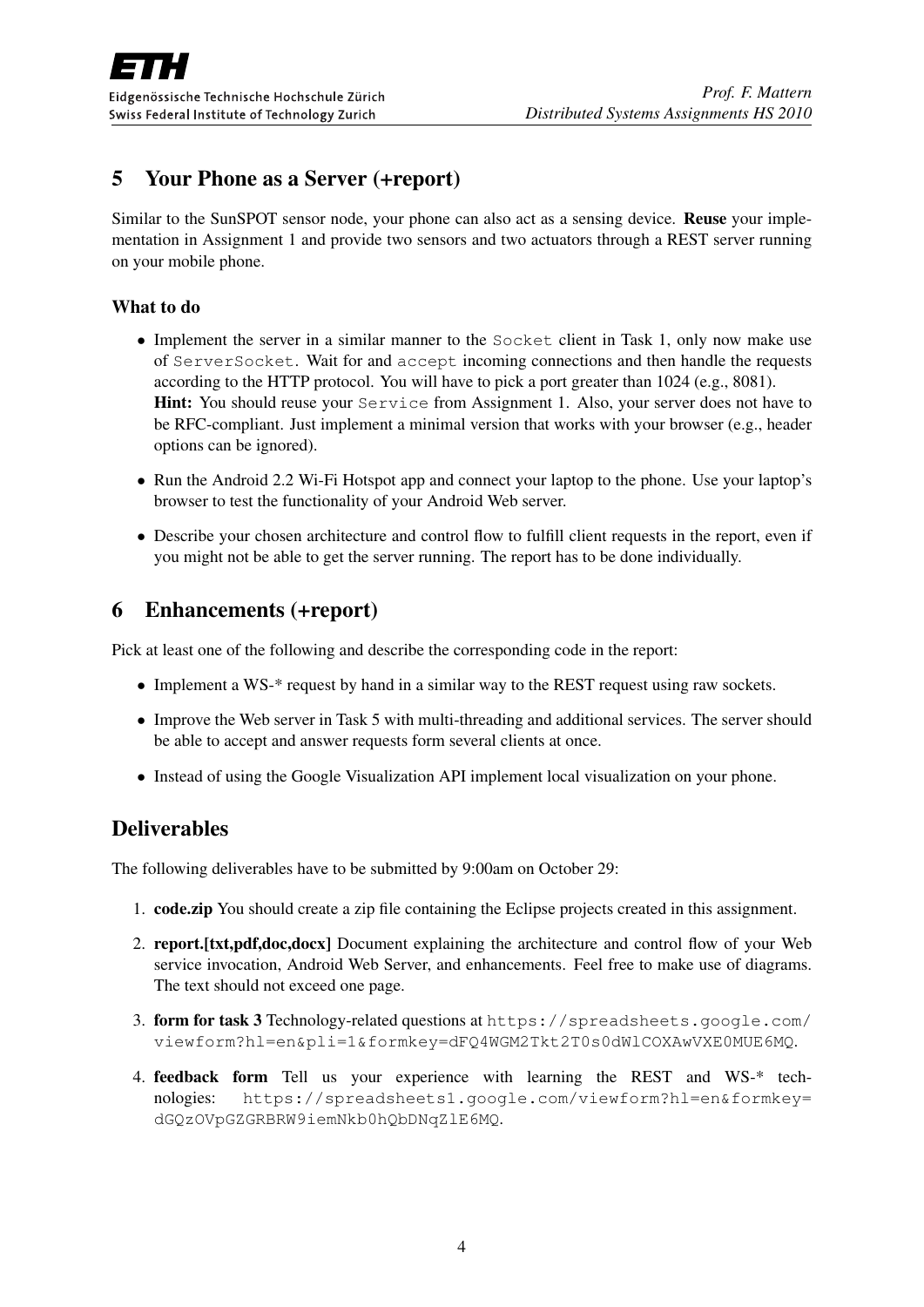## 5 Your Phone as a Server (+report)

Similar to the SunSPOT sensor node, your phone can also act as a sensing device. **Reuse** your implementation in Assignment 1 and provide two sensors and two actuators through a REST server running on your mobile phone.

### What to do

- Implement the server in a similar manner to the `Socket` client in Task 1, only now make use of `ServerSocket`. Wait for and `accept` incoming connections and then handle the requests according to the HTTP protocol. You will have to pick a port greater than 1024 (e.g., 8081).
  **Hint:** You should reuse your `Service` from Assignment 1. Also, your server does not have to be RFC-compliant. Just implement a minimal version that works with your browser (e.g., header options can be ignored).
- Run the Android 2.2 Wi-Fi Hotspot app and connect your laptop to the phone. Use your laptop's browser to test the functionality of your Android Web server.
- Describe your chosen architecture and control flow to fulfill client requests in the report, even if you might not be able to get the server running. The report has to be done individually.

## 6 Enhancements (+report)

Pick at least one of the following and describe the corresponding code in the report:

- Implement a WS-* request by hand in a similar way to the REST request using raw sockets.
- Improve the Web server in Task 5 with multi-threading and additional services. The server should be able to accept and answer requests form several clients at once.
- Instead of using the Google Visualization API implement local visualization on your phone.

## Deliverables

The following deliverables have to be submitted by 9:00am on October 29:

1. **code.zip** You should create a zip file containing the Eclipse projects created in this assignment.
2. **report.[txt,pdf,doc,docx]** Document explaining the architecture and control flow of your Web service invocation, Android Web Server, and enhancements. Feel free to make use of diagrams. The text should not exceed one page.
3. **form for task 3** Technology-related questions at `https://spreadsheets.google.com/viewform?hl=en&pli=1&formkey=dFQ4WGM2Tkt2T0s0dWlCOXAwVXE0MUE6MQ`.
4. **feedback form** Tell us your experience with learning the REST and WS-* technologies: `https://spreadsheets1.google.com/viewform?hl=en&formkey=dGQzOVpGZGRBRW9iemNkb0hQbDNqZlE6MQ`.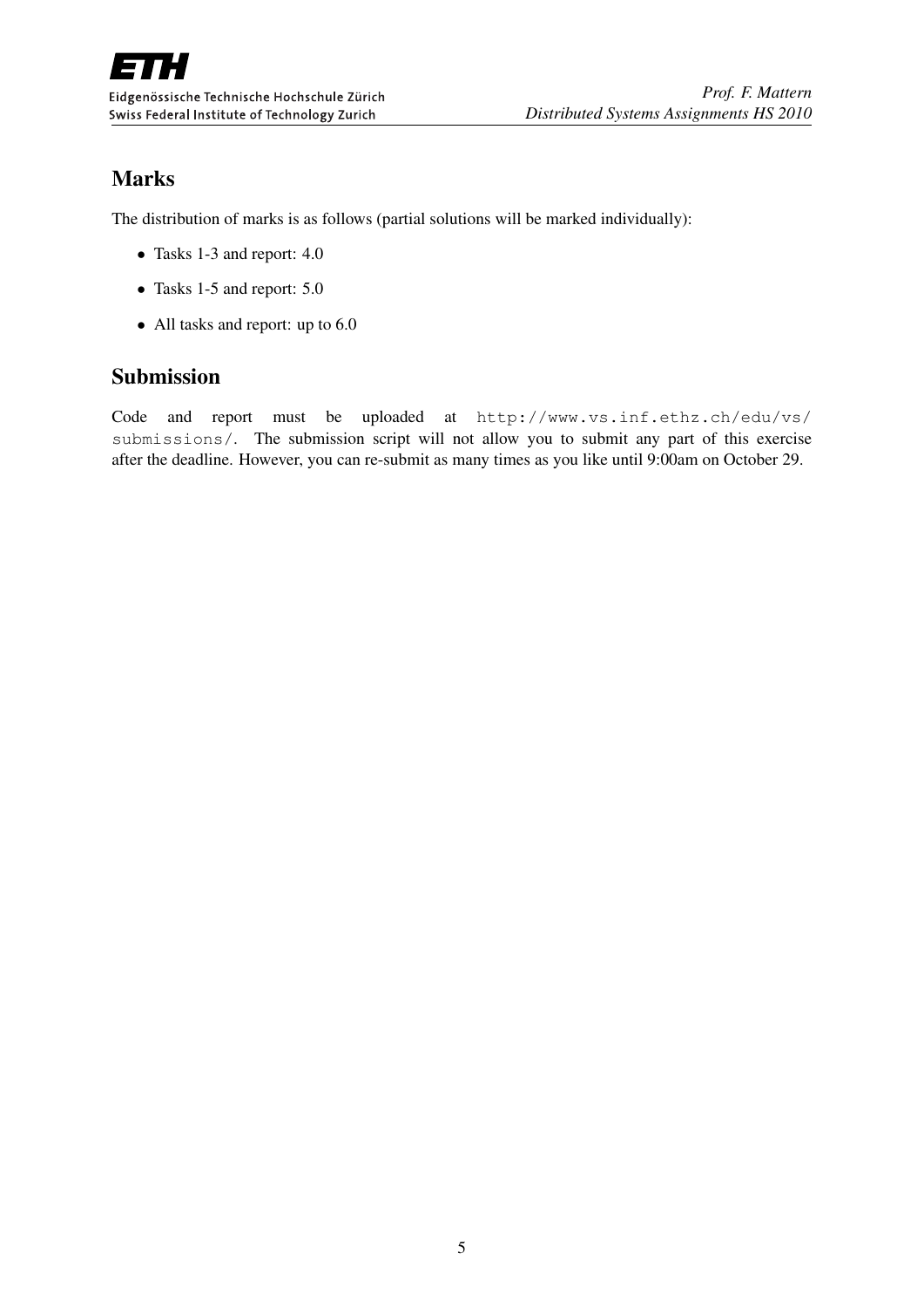## Marks

The distribution of marks is as follows (partial solutions will be marked individually):

- Tasks 1-3 and report: 4.0
- Tasks 1-5 and report: 5.0
- All tasks and report: up to 6.0

## Submission

Code and report must be uploaded at `http://www.vs.inf.ethz.ch/edu/vs/submissions/`. The submission script will not allow you to submit any part of this exercise after the deadline. However, you can re-submit as many times as you like until 9:00am on October 29.